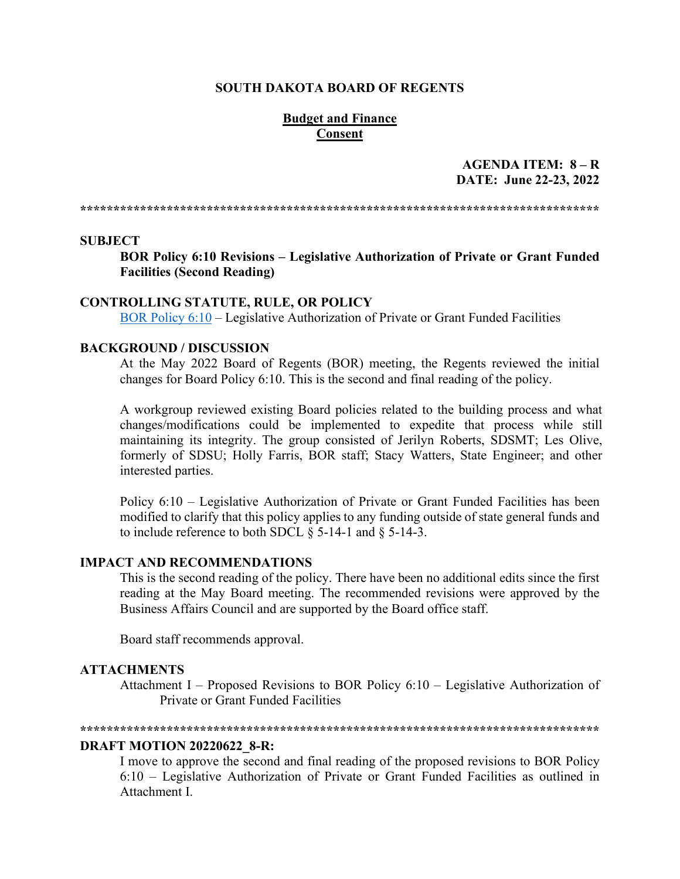**SOUTH DAKOTA BOARD OF REGENTS**

**Budget and Finance**
**Consent**

**AGENDA ITEM: 8 – R**
**DATE: June 22-23, 2022**

******************************************************************************

## SUBJECT

**BOR Policy 6:10 Revisions – Legislative Authorization of Private or Grant Funded Facilities (Second Reading)**

## CONTROLLING STATUTE, RULE, OR POLICY

BOR Policy 6:10 – Legislative Authorization of Private or Grant Funded Facilities

## BACKGROUND / DISCUSSION

At the May 2022 Board of Regents (BOR) meeting, the Regents reviewed the initial changes for Board Policy 6:10. This is the second and final reading of the policy.

A workgroup reviewed existing Board policies related to the building process and what changes/modifications could be implemented to expedite that process while still maintaining its integrity. The group consisted of Jerilyn Roberts, SDSMT; Les Olive, formerly of SDSU; Holly Farris, BOR staff; Stacy Watters, State Engineer; and other interested parties.

Policy 6:10 – Legislative Authorization of Private or Grant Funded Facilities has been modified to clarify that this policy applies to any funding outside of state general funds and to include reference to both SDCL § 5-14-1 and § 5-14-3.

## IMPACT AND RECOMMENDATIONS

This is the second reading of the policy. There have been no additional edits since the first reading at the May Board meeting. The recommended revisions were approved by the Business Affairs Council and are supported by the Board office staff.

Board staff recommends approval.

## ATTACHMENTS

Attachment I – Proposed Revisions to BOR Policy 6:10 – Legislative Authorization of Private or Grant Funded Facilities

******************************************************************************

## DRAFT MOTION 20220622_8-R:

I move to approve the second and final reading of the proposed revisions to BOR Policy 6:10 – Legislative Authorization of Private or Grant Funded Facilities as outlined in Attachment I.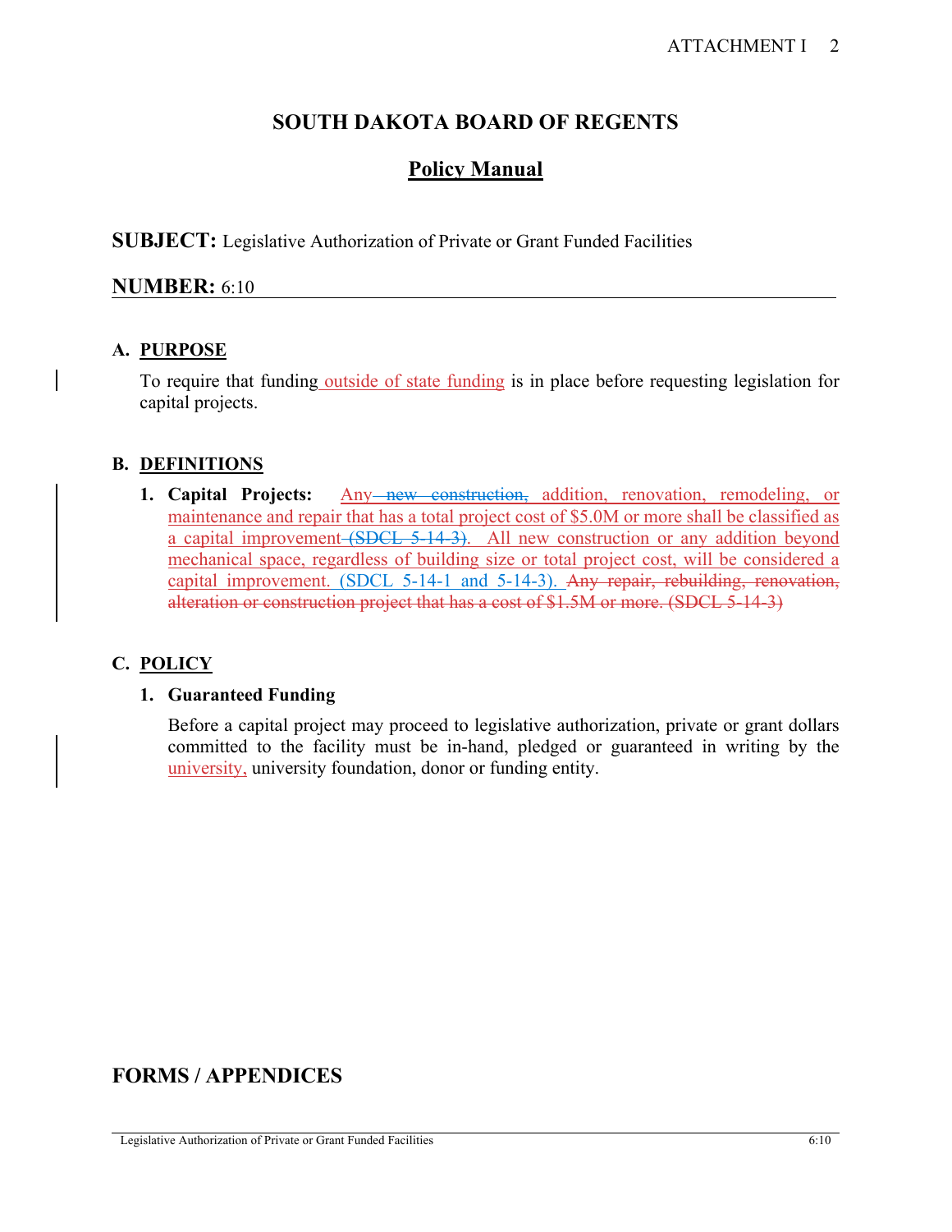# SOUTH DAKOTA BOARD OF REGENTS

## Policy Manual

**SUBJECT:** Legislative Authorization of Private or Grant Funded Facilities

**NUMBER:** 6:10

### A. PURPOSE

To require that funding outside of state funding is in place before requesting legislation for capital projects.

### B. DEFINITIONS

1. **Capital Projects:** Any ~~new construction,~~ addition, renovation, remodeling, or maintenance and repair that has a total project cost of $5.0M or more shall be classified as a capital improvement ~~(SDCL 5-14-3)~~. All new construction or any addition beyond mechanical space, regardless of building size or total project cost, will be considered a capital improvement. (SDCL 5-14-1 and 5-14-3). ~~Any repair, rebuilding, renovation, alteration or construction project that has a cost of $1.5M or more. (SDCL 5-14-3)~~

### C. POLICY

1. **Guaranteed Funding**

   Before a capital project may proceed to legislative authorization, private or grant dollars committed to the facility must be in-hand, pledged or guaranteed in writing by the university, university foundation, donor or funding entity.

## FORMS / APPENDICES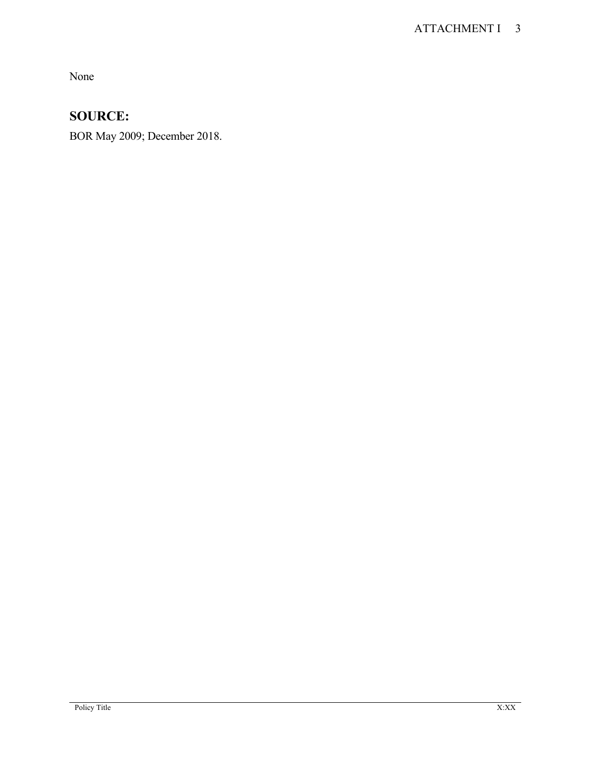None

## SOURCE:

BOR May 2009; December 2018.